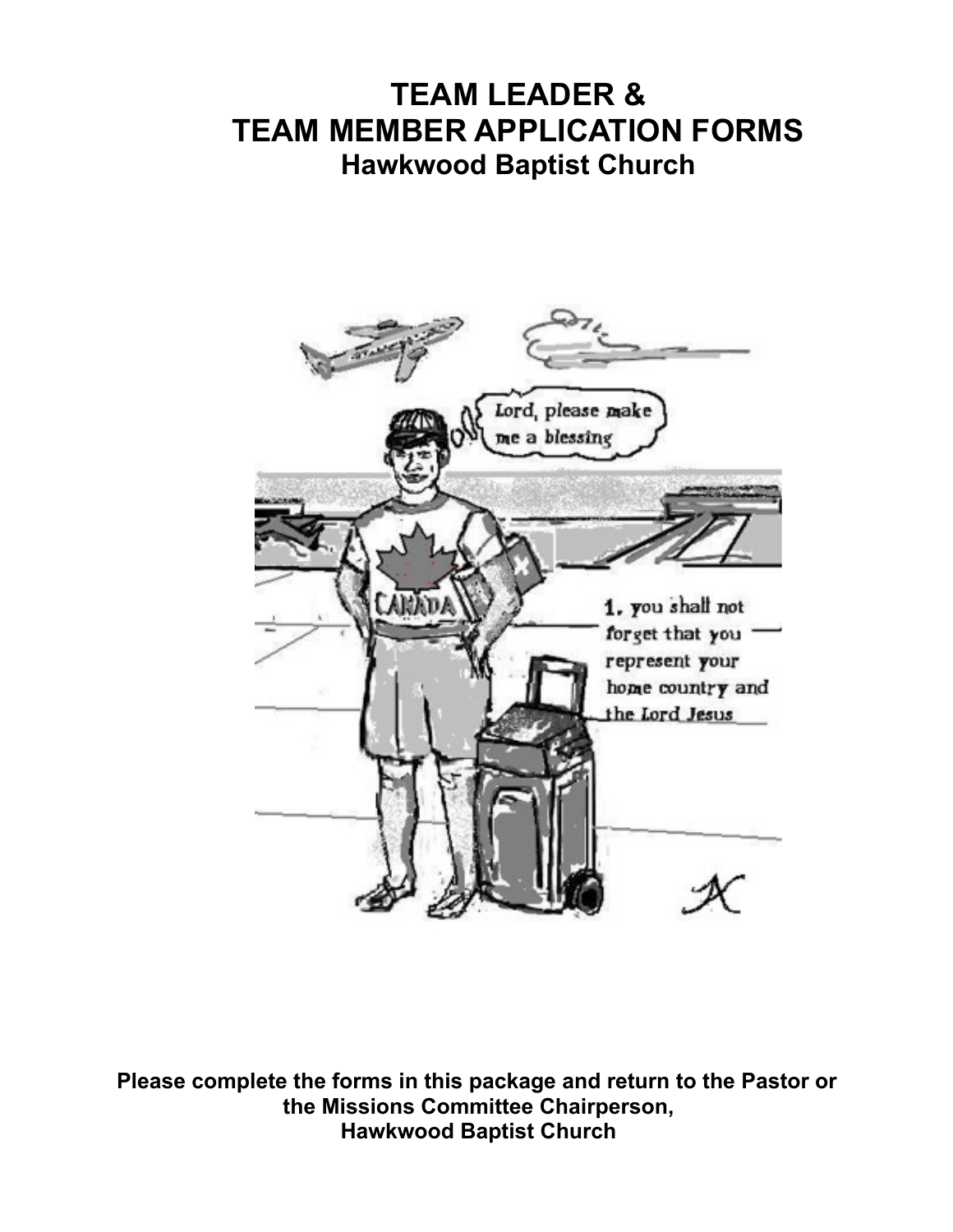# TEAM LEADER & TEAM MEMBER APPLICATION FORMS

## Hawkwood Baptist Church

Lord, please make me a blessing

CANADA

1. you shall not forget that you represent your home country and the Lord Jesus

**Please complete the forms in this package and return to the Pastor or the Missions Committee Chairperson, Hawkwood Baptist Church**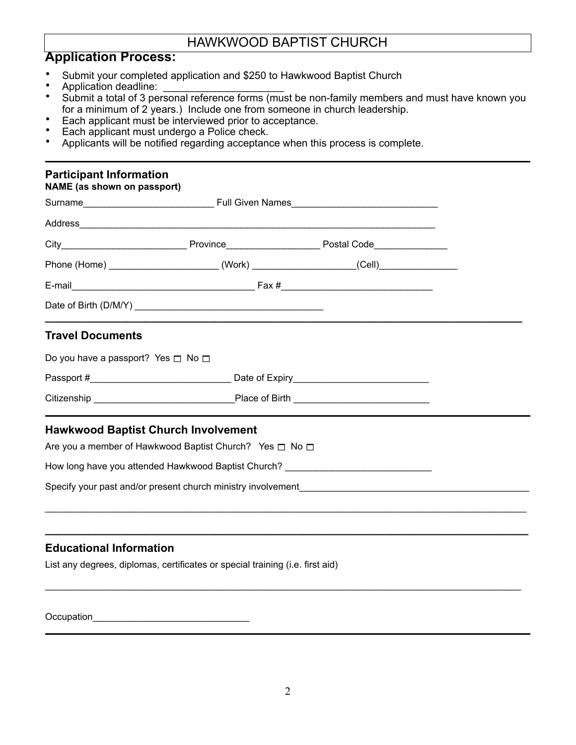# HAWKWOOD BAPTIST CHURCH

## Application Process:

- Submit your completed application and $250 to Hawkwood Baptist Church
- Application deadline: ____________________
- Submit a total of 3 personal reference forms (must be non-family members and must have known you for a minimum of 2 years.) Include one from someone in church leadership.
- Each applicant must be interviewed prior to acceptance.
- Each applicant must undergo a Police check.
- Applicants will be notified regarding acceptance when this process is complete.

---

### Participant Information

**NAME (as shown on passport)**

Surname________________________ Full Given Names___________________________

Address________________________________________________________________

City______________________ Province________________ Postal Code_____________

Phone (Home) ____________________ (Work) __________________(Cell)______________

E-mail_________________________________ Fax #___________________________

Date of Birth (D/M/Y) __________________________________

---

### Travel Documents

Do you have a passport? Yes ☐ No ☐

Passport #_________________________ Date of Expiry________________________

Citizenship _________________________Place of Birth ________________________

---

### Hawkwood Baptist Church Involvement

Are you a member of Hawkwood Baptist Church? Yes ☐ No ☐

How long have you attended Hawkwood Baptist Church? __________________________

Specify your past and/or present church ministry involvement__________________________________________

_____________________________________________________________________________________

---

### Educational Information

List any degrees, diplomas, certificates or special training (i.e. first aid)

_____________________________________________________________________________________

Occupation____________________________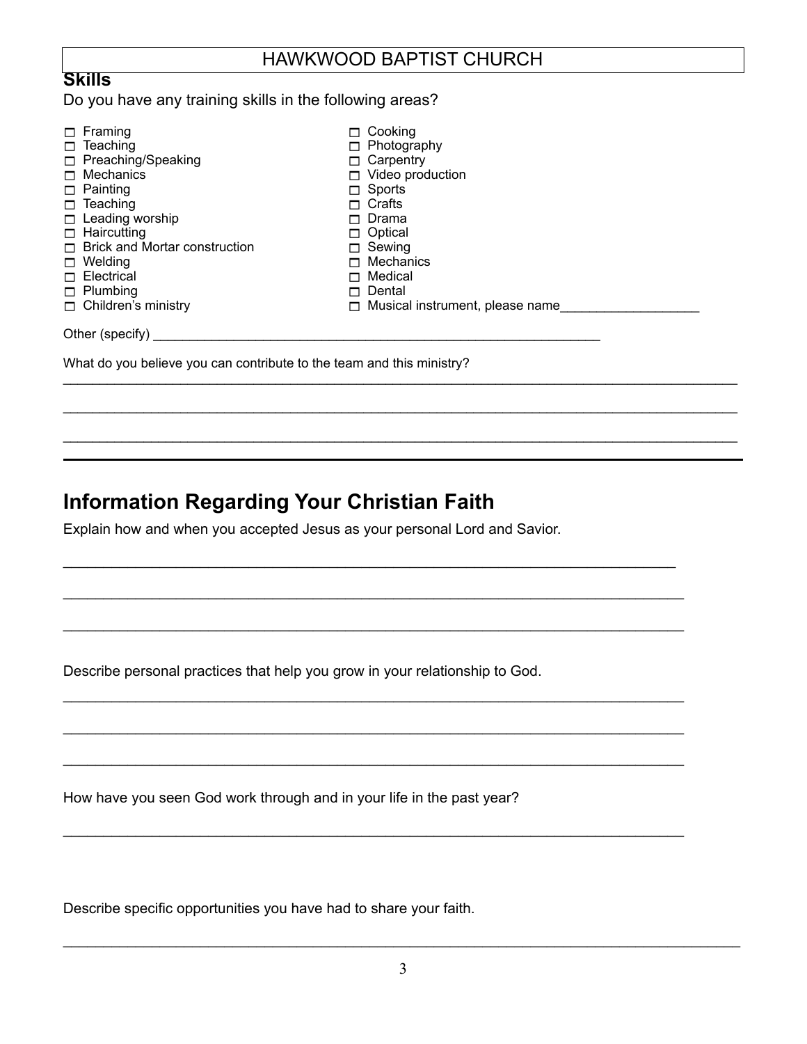HAWKWOOD BAPTIST CHURCH

## Skills

Do you have any training skills in the following areas?

- ☐ Framing
- ☐ Teaching
- ☐ Preaching/Speaking
- ☐ Mechanics
- ☐ Painting
- ☐ Teaching
- ☐ Leading worship
- ☐ Haircutting
- ☐ Brick and Mortar construction
- ☐ Welding
- ☐ Electrical
- ☐ Plumbing
- ☐ Children's ministry
- ☐ Cooking
- ☐ Photography
- ☐ Carpentry
- ☐ Video production
- ☐ Sports
- ☐ Crafts
- ☐ Drama
- ☐ Optical
- ☐ Sewing
- ☐ Mechanics
- ☐ Medical
- ☐ Dental
- ☐ Musical instrument, please name___________________

Other (specify) _________________________________________________________________

What do you believe you can contribute to the team and this ministry?

_____________________________________________________________________________________

_____________________________________________________________________________________

_____________________________________________________________________________________

# Information Regarding Your Christian Faith

Explain how and when you accepted Jesus as your personal Lord and Savior.

_____________________________________________________________________________________

_____________________________________________________________________________________

_____________________________________________________________________________________

Describe personal practices that help you grow in your relationship to God.

_____________________________________________________________________________________

_____________________________________________________________________________________

_____________________________________________________________________________________

How have you seen God work through and in your life in the past year?

_____________________________________________________________________________________

Describe specific opportunities you have had to share your faith.

_____________________________________________________________________________________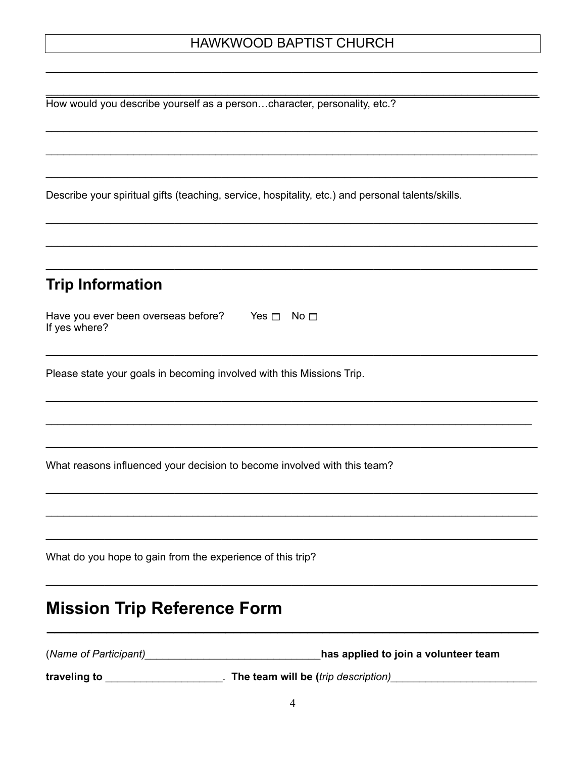How would you describe yourself as a person…character, personality, etc.?

Describe your spiritual gifts (teaching, service, hospitality, etc.) and personal talents/skills.

## Trip Information

Have you ever been overseas before? Yes ☐ No ☐
If yes where?

Please state your goals in becoming involved with this Missions Trip.

What reasons influenced your decision to become involved with this team?

What do you hope to gain from the experience of this trip?

# Mission Trip Reference Form

(*Name of Participant*)______________________________**has applied to join a volunteer team traveling to** ____________________. **The team will be (***trip description***)**_________________________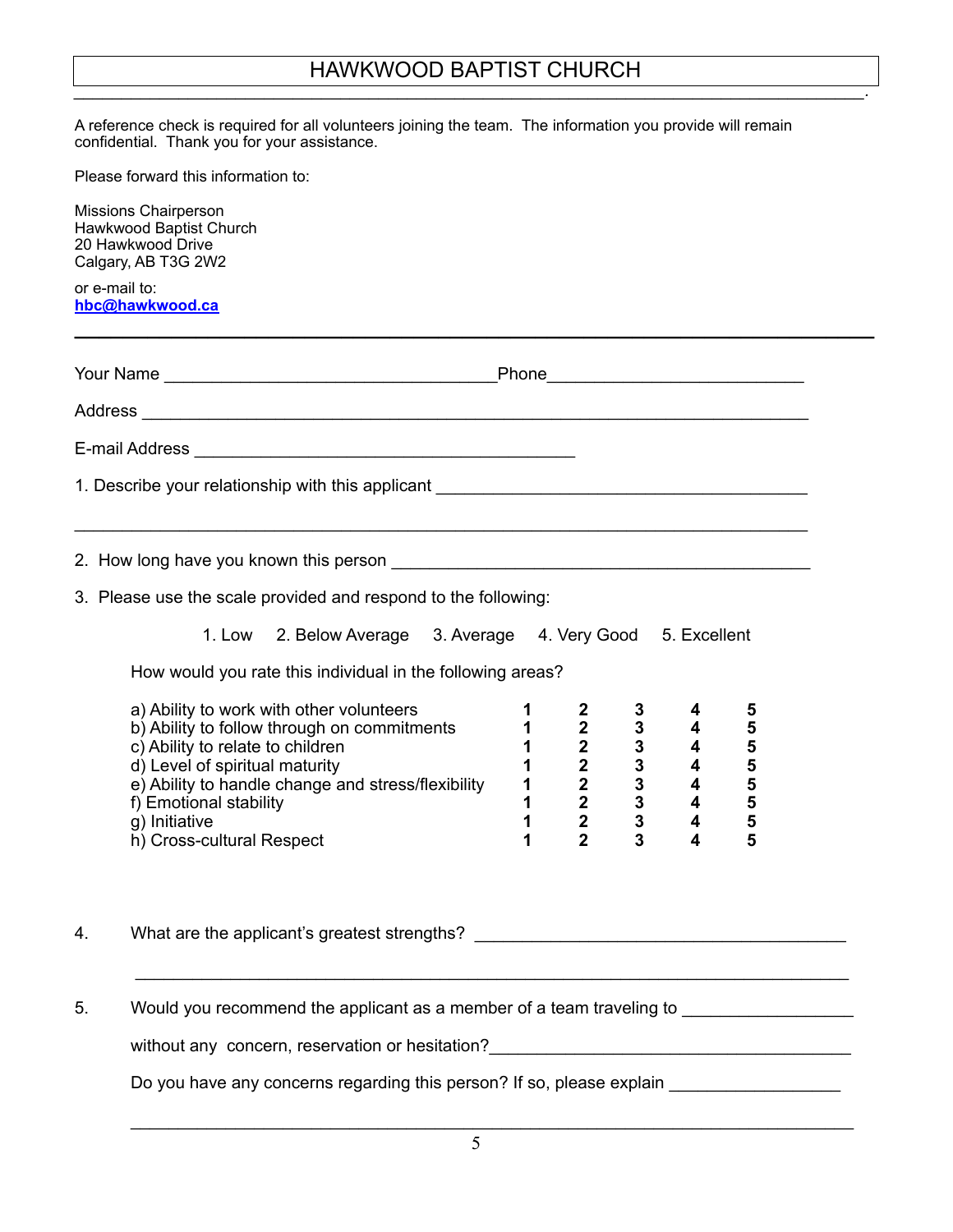# HAWKWOOD BAPTIST CHURCH

A reference check is required for all volunteers joining the team. The information you provide will remain confidential. Thank you for your assistance.

Please forward this information to:

Missions Chairperson
Hawkwood Baptist Church
20 Hawkwood Drive
Calgary, AB T3G 2W2

or e-mail to:
**hbc@hawkwood.ca**

---

Your Name ___________________________________Phone__________________________

Address ______________________________________________________________________

E-mail Address ________________________________________

1. Describe your relationship with this applicant _______________________________________

_____________________________________________________________________________

2. How long have you known this person ____________________________________________

3. Please use the scale provided and respond to the following:

1. Low 2. Below Average 3. Average 4. Very Good 5. Excellent

How would you rate this individual in the following areas?

| | | | | | |
|---|---|---|---|---|---|
| a) Ability to work with other volunteers | **1** | **2** | **3** | **4** | **5** |
| b) Ability to follow through on commitments | **1** | **2** | **3** | **4** | **5** |
| c) Ability to relate to children | **1** | **2** | **3** | **4** | **5** |
| d) Level of spiritual maturity | **1** | **2** | **3** | **4** | **5** |
| e) Ability to handle change and stress/flexibility | **1** | **2** | **3** | **4** | **5** |
| f) Emotional stability | **1** | **2** | **3** | **4** | **5** |
| g) Initiative | **1** | **2** | **3** | **4** | **5** |
| h) Cross-cultural Respect | **1** | **2** | **3** | **4** | **5** |

4. What are the applicant's greatest strengths? _______________________________________

_____________________________________________________________________________

5. Would you recommend the applicant as a member of a team traveling to _________________

without any concern, reservation or hesitation?______________________________________

Do you have any concerns regarding this person? If so, please explain _________________

_____________________________________________________________________________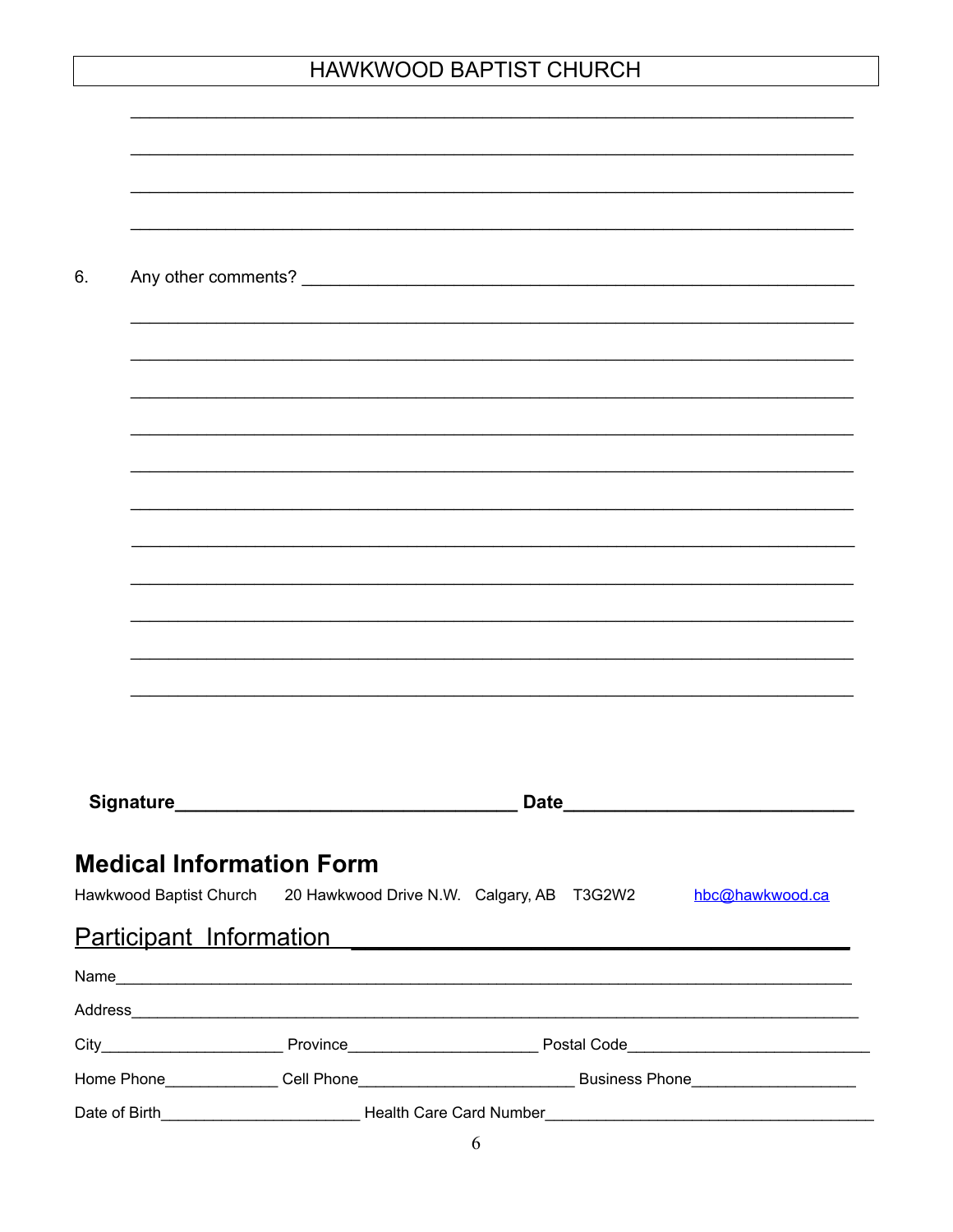6. Any other comments? ______________________________________________

**Signature**________________________________ **Date**__________________________

## Medical Information Form

Hawkwood Baptist Church    20 Hawkwood Drive N.W.   Calgary, AB   T3G2W2    hbc@hawkwood.ca

### Participant Information

Name_______________________________________________________________________________

Address_____________________________________________________________________________

City____________________ Province_____________________ Postal Code___________________________

Home Phone____________ Cell Phone________________________ Business Phone__________________

Date of Birth______________________ Health Care Card Number____________________________________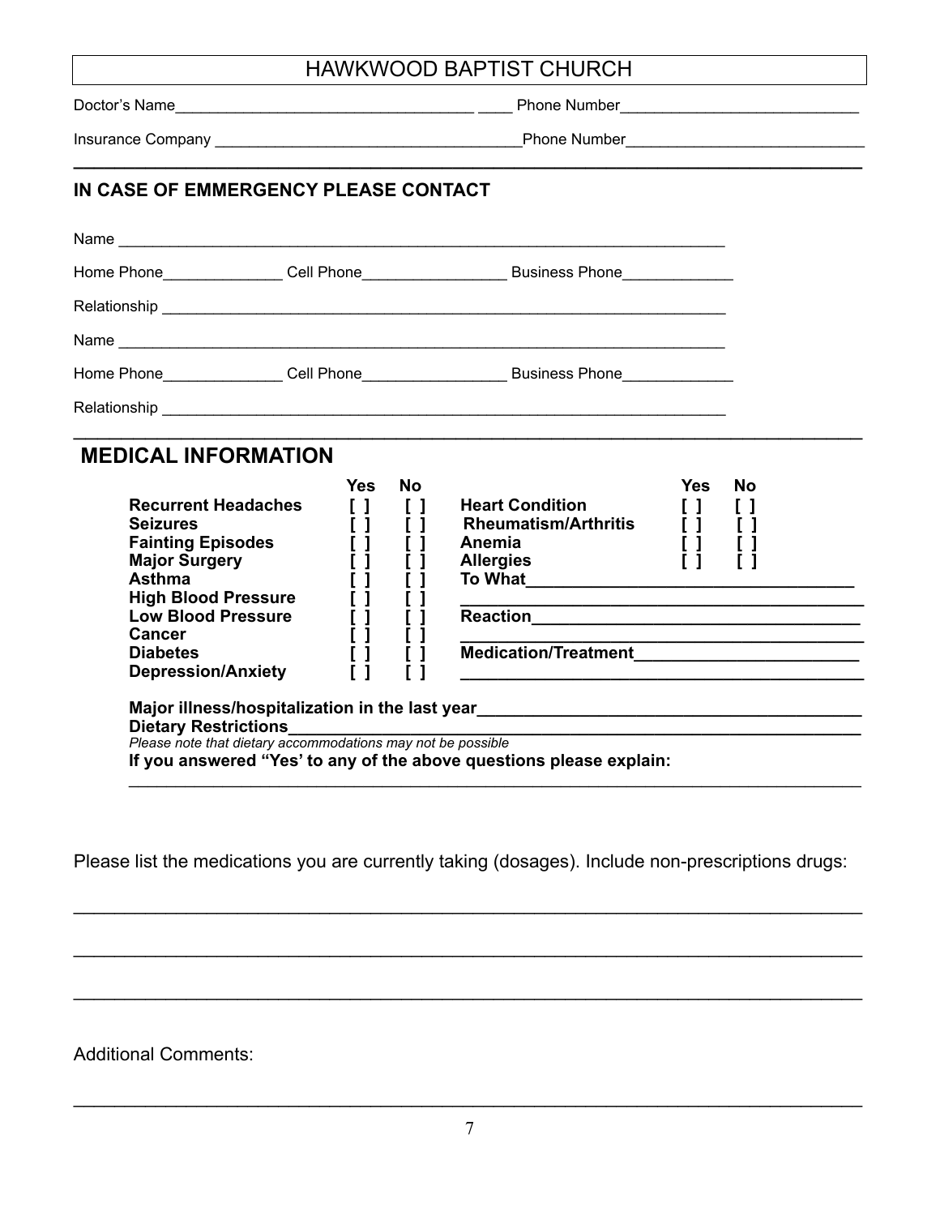# HAWKWOOD BAPTIST CHURCH

Doctor's Name___________________________________ ____ Phone Number___________________________

Insurance Company ___________________________________Phone Number___________________________

## IN CASE OF EMMERGENCY PLEASE CONTACT

Name ______________________________________________________________________

Home Phone_____________ Cell Phone________________ Business Phone____________

Relationship ___________________________________________________________________

Name ______________________________________________________________________

Home Phone_____________ Cell Phone________________ Business Phone____________

Relationship ___________________________________________________________________

## MEDICAL INFORMATION

| | Yes | No | | Yes | No |
|---|---|---|---|---|---|
| **Recurrent Headaches** | [ ] | [ ] | **Heart Condition** | [ ] | [ ] |
| **Seizures** | [ ] | [ ] | **Rheumatism/Arthritis** | [ ] | [ ] |
| **Fainting Episodes** | [ ] | [ ] | **Anemia** | [ ] | [ ] |
| **Major Surgery** | [ ] | [ ] | **Allergies** | [ ] | [ ] |
| **Asthma** | [ ] | [ ] | **To What**________________________________ | | |
| **High Blood Pressure** | [ ] | [ ] | ____________________________________________ | | |
| **Low Blood Pressure** | [ ] | [ ] | **Reaction**________________________________ | | |
| **Cancer** | [ ] | [ ] | ____________________________________________ | | |
| **Diabetes** | [ ] | [ ] | **Medication/Treatment**____________________ | | |
| **Depression/Anxiety** | [ ] | [ ] | ____________________________________________ | | |

**Major illness/hospitalization in the last year**________________________________________

**Dietary Restrictions**________________________________________________________________

*Please note that dietary accommodations may not be possible*

**If you answered "Yes' to any of the above questions please explain:**

______________________________________________________________________________

Please list the medications you are currently taking (dosages). Include non-prescriptions drugs:

______________________________________________________________________________

______________________________________________________________________________

______________________________________________________________________________

Additional Comments:

______________________________________________________________________________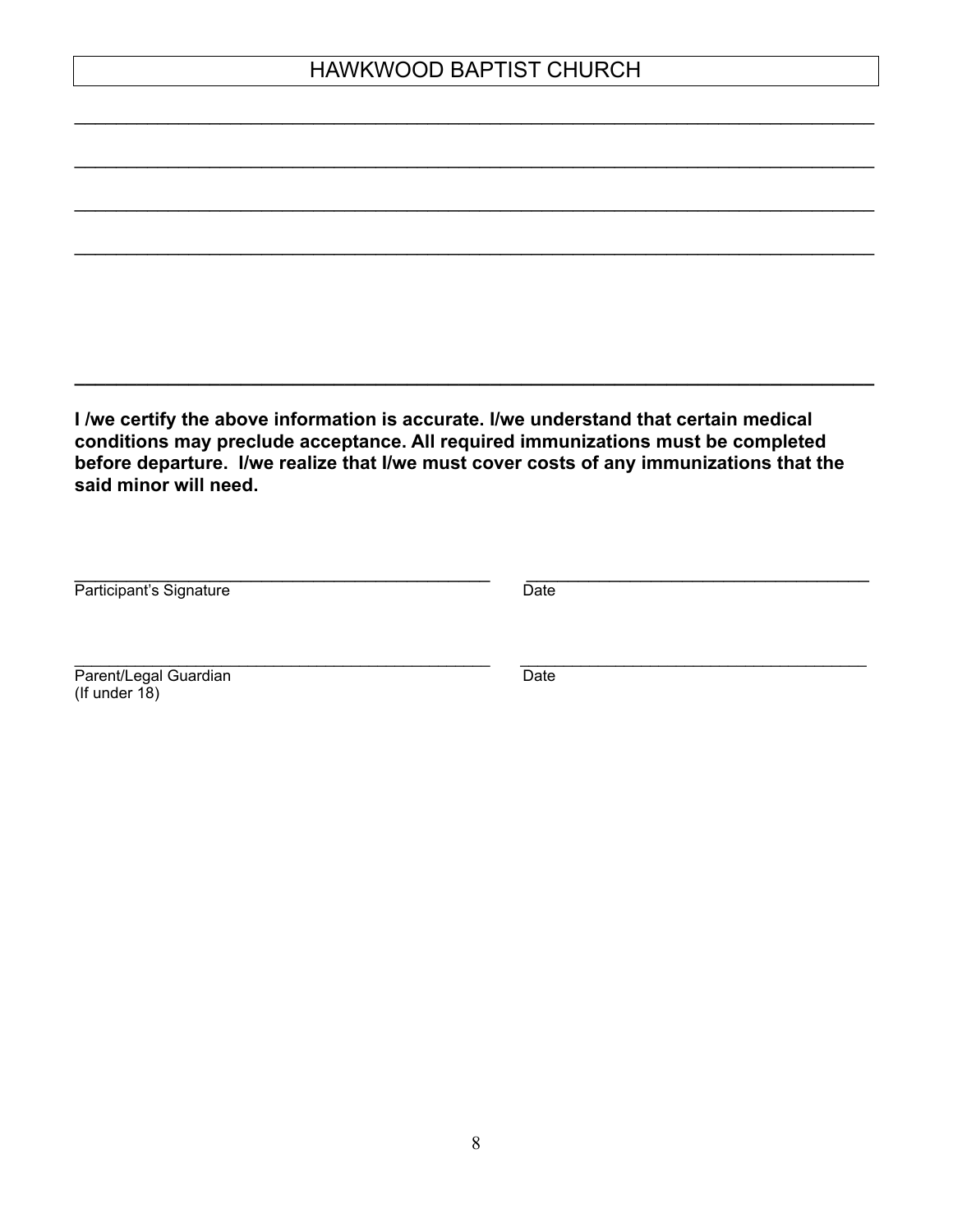HAWKWOOD BAPTIST CHURCH

______________________________________________________________________________

______________________________________________________________________________

______________________________________________________________________________

______________________________________________________________________________

______________________________________________________________________________

**I /we certify the above information is accurate. I/we understand that certain medical conditions may preclude acceptance. All required immunizations must be completed before departure. I/we realize that I/we must cover costs of any immunizations that the said minor will need.**

_______________________________________________ _______________________________________
Participant's Signature Date

_______________________________________________ _______________________________________
Parent/Legal Guardian Date
(If under 18)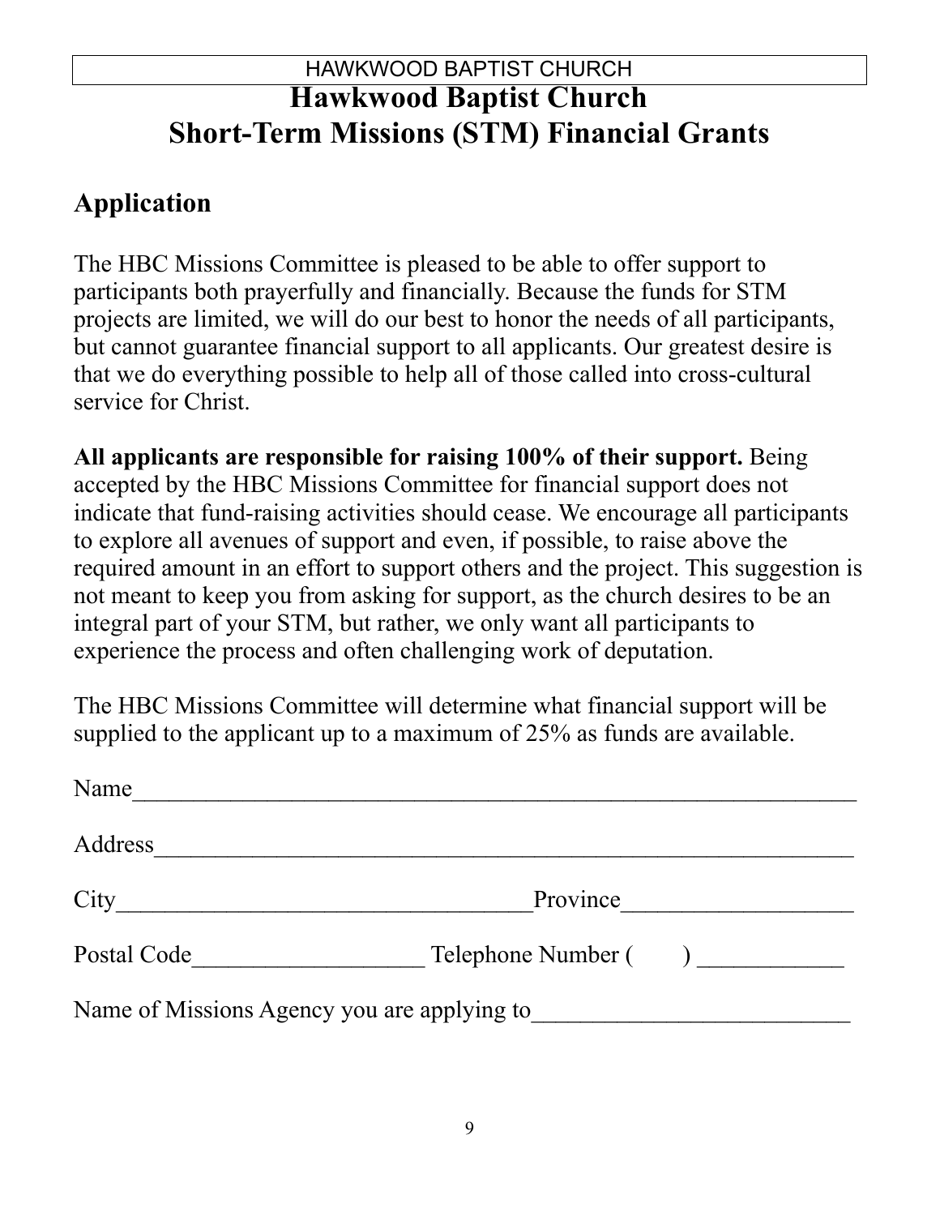# Hawkwood Baptist Church
# Short-Term Missions (STM) Financial Grants

## Application

The HBC Missions Committee is pleased to be able to offer support to participants both prayerfully and financially. Because the funds for STM projects are limited, we will do our best to honor the needs of all participants, but cannot guarantee financial support to all applicants. Our greatest desire is that we do everything possible to help all of those called into cross-cultural service for Christ.

**All applicants are responsible for raising 100% of their support.** Being accepted by the HBC Missions Committee for financial support does not indicate that fund-raising activities should cease. We encourage all participants to explore all avenues of support and even, if possible, to raise above the required amount in an effort to support others and the project. This suggestion is not meant to keep you from asking for support, as the church desires to be an integral part of your STM, but rather, we only want all participants to experience the process and often challenging work of deputation.

The HBC Missions Committee will determine what financial support will be supplied to the applicant up to a maximum of 25% as funds are available.

Name_______________________________________________________________

Address_____________________________________________________________

City__________________________________Province__________________

Postal Code___________________ Telephone Number (       ) ____________

Name of Missions Agency you are applying to__________________________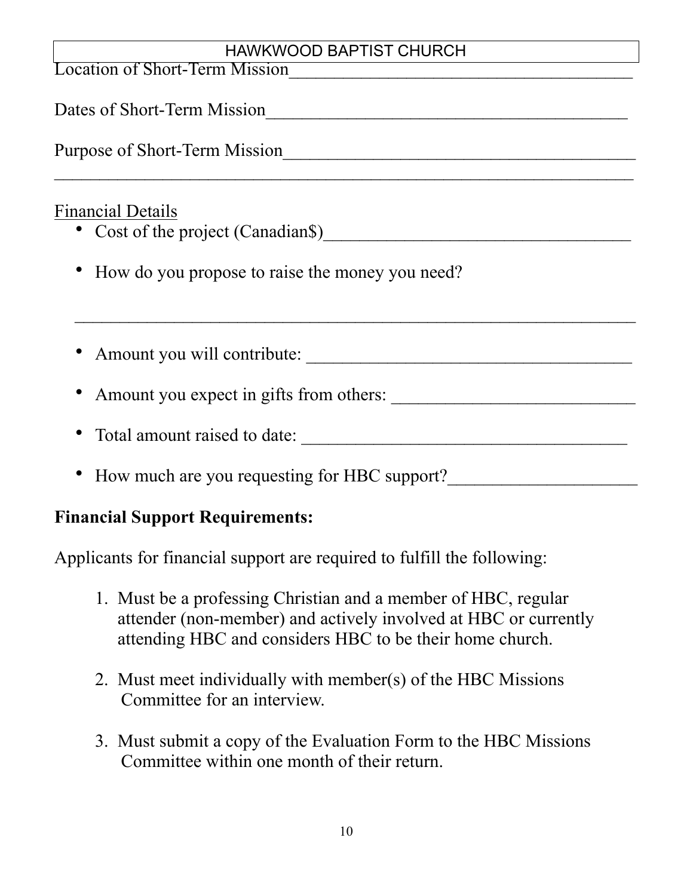HAWKWOOD BAPTIST CHURCH

Location of Short-Term Mission______________________________________

Dates of Short-Term Mission________________________________________

Purpose of Short-Term Mission______________________________________
_______________________________________________________________

Financial Details

- Cost of the project (Canadian$)__________________________________
- How do you propose to raise the money you need?

  _______________________________________________________________
- Amount you will contribute: ____________________________________
- Amount you expect in gifts from others: ___________________________
- Total amount raised to date: ____________________________________
- How much are you requesting for HBC support?_____________________

**Financial Support Requirements:**

Applicants for financial support are required to fulfill the following:

1. Must be a professing Christian and a member of HBC, regular attender (non-member) and actively involved at HBC or currently attending HBC and considers HBC to be their home church.
2. Must meet individually with member(s) of the HBC Missions Committee for an interview.
3. Must submit a copy of the Evaluation Form to the HBC Missions Committee within one month of their return.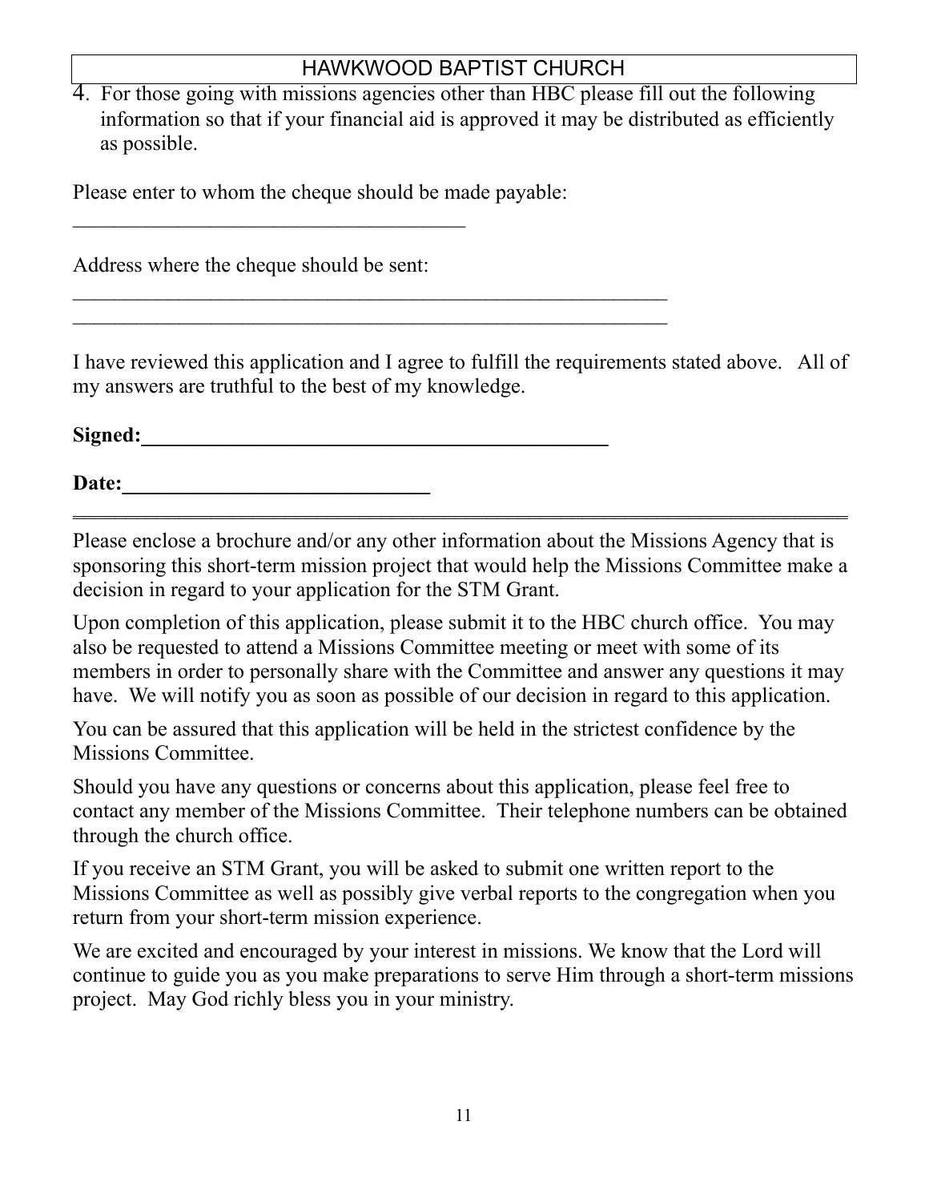4. For those going with missions agencies other than HBC please fill out the following information so that if your financial aid is approved it may be distributed as efficiently as possible.

Please enter to whom the cheque should be made payable:

______________________________________

Address where the cheque should be sent:

__________________________________________________________

__________________________________________________________

I have reviewed this application and I agree to fulfill the requirements stated above. All of my answers are truthful to the best of my knowledge.

**Signed:**______________________________________________

**Date:**______________________________

---

Please enclose a brochure and/or any other information about the Missions Agency that is sponsoring this short-term mission project that would help the Missions Committee make a decision in regard to your application for the STM Grant.

Upon completion of this application, please submit it to the HBC church office. You may also be requested to attend a Missions Committee meeting or meet with some of its members in order to personally share with the Committee and answer any questions it may have. We will notify you as soon as possible of our decision in regard to this application.

You can be assured that this application will be held in the strictest confidence by the Missions Committee.

Should you have any questions or concerns about this application, please feel free to contact any member of the Missions Committee. Their telephone numbers can be obtained through the church office.

If you receive an STM Grant, you will be asked to submit one written report to the Missions Committee as well as possibly give verbal reports to the congregation when you return from your short-term mission experience.

We are excited and encouraged by your interest in missions. We know that the Lord will continue to guide you as you make preparations to serve Him through a short-term missions project. May God richly bless you in your ministry.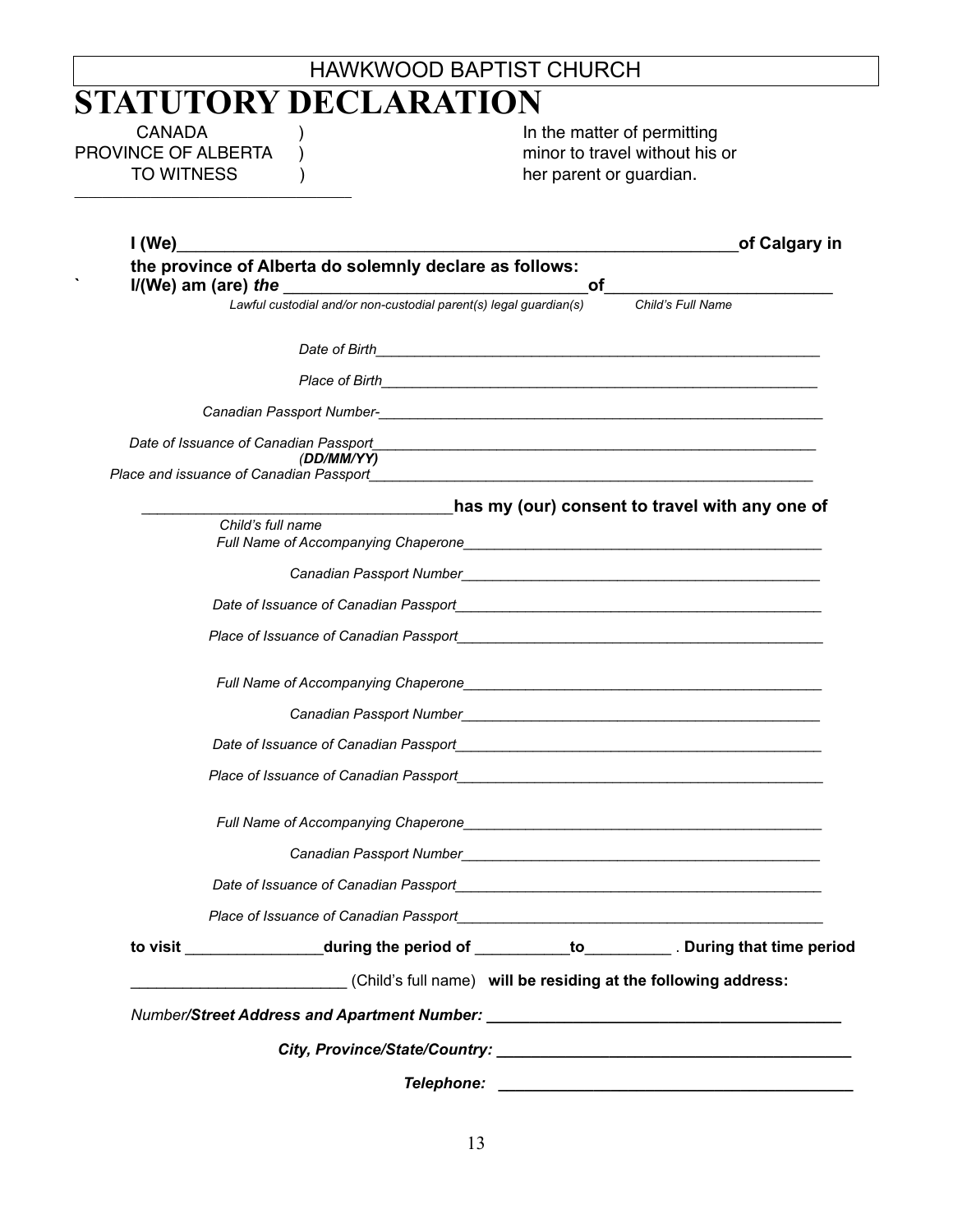HAWKWOOD BAPTIST CHURCH

# STATUTORY DECLARATION

CANADA )
PROVINCE OF ALBERTA )
TO WITNESS )

In the matter of permitting minor to travel without his or her parent or guardian.

**I (We)____________________________________________________________of Calgary in the province of Alberta do solemnly declare as follows:**

` **I/(We) am (are)** ***the*** **_________________________________of______________________**

*Lawful custodial and/or non-custodial parent(s) legal guardian(s)* *Child's Full Name*

*Date of Birth*______________________________________________________

*Place of Birth*______________________________________________________

*Canadian Passport Number-*___________________________________________________

*Date of Issuance of Canadian Passport*_______________________________________________
**(*DD/MM/YY*)**

*Place and issuance of Canadian Passport*____________________________________________

__________________________________ **has my (our) consent to travel with any one of**

*Child's full name*

*Full Name of Accompanying Chaperone*__________________________________________

*Canadian Passport Number*__________________________________________

*Date of Issuance of Canadian Passport*__________________________________________

*Place of Issuance of Canadian Passport*__________________________________________

*Full Name of Accompanying Chaperone*__________________________________________

*Canadian Passport Number*__________________________________________

*Date of Issuance of Canadian Passport*__________________________________________

*Place of Issuance of Canadian Passport*__________________________________________

*Full Name of Accompanying Chaperone*__________________________________________

*Canadian Passport Number*__________________________________________

*Date of Issuance of Canadian Passport*__________________________________________

*Place of Issuance of Canadian Passport*__________________________________________

**to visit** _______________**during the period of** __________**to**_________ . **During that time period**

________________________ (Child's full name) **will be residing at the following address:**

*Number/**Street Address and Apartment Number:*** ______________________________________

***City, Province/State/Country:*** ______________________________________

***Telephone:*** ______________________________________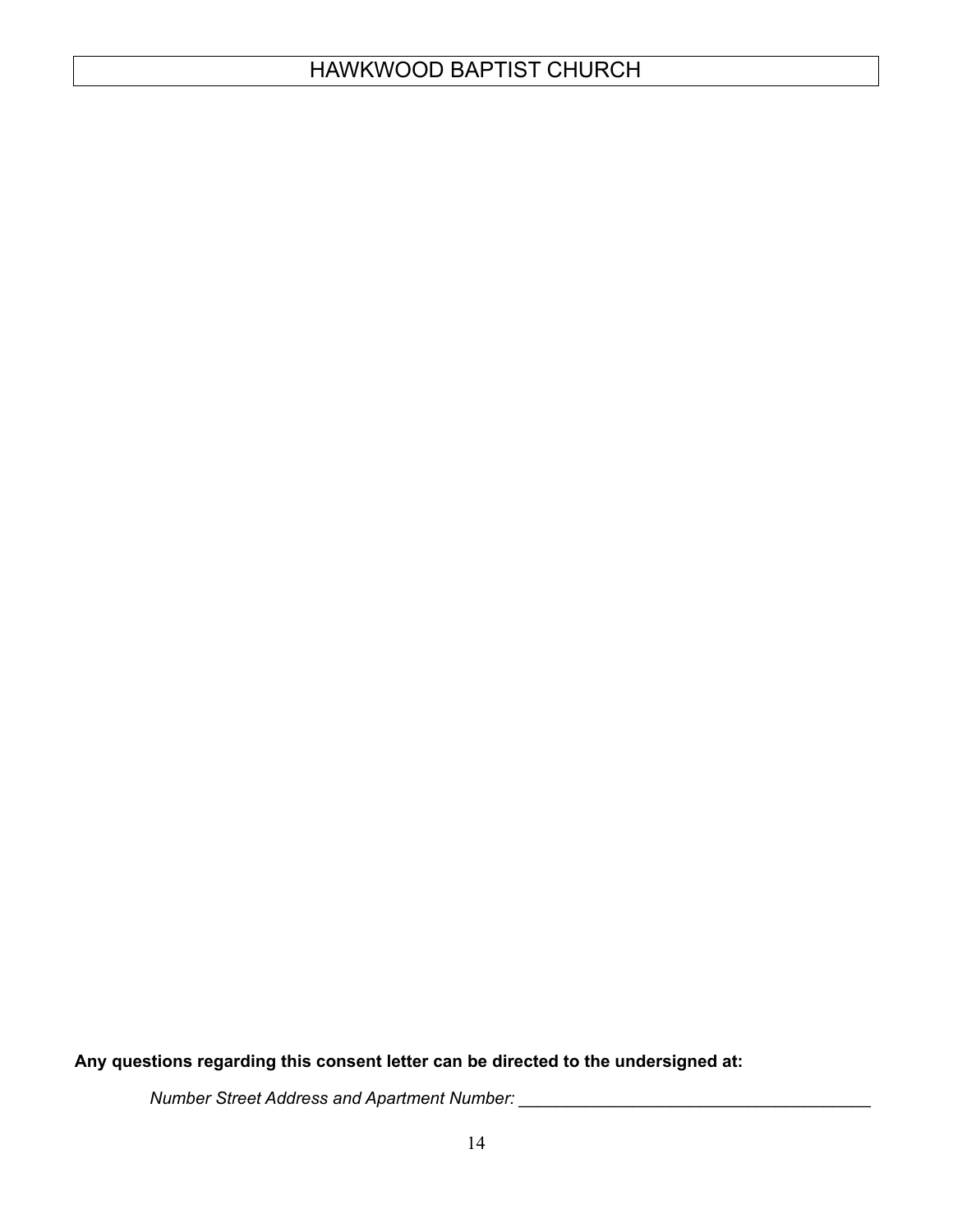**Any questions regarding this consent letter can be directed to the undersigned at:**

*Number Street Address and Apartment Number:* ______________________________________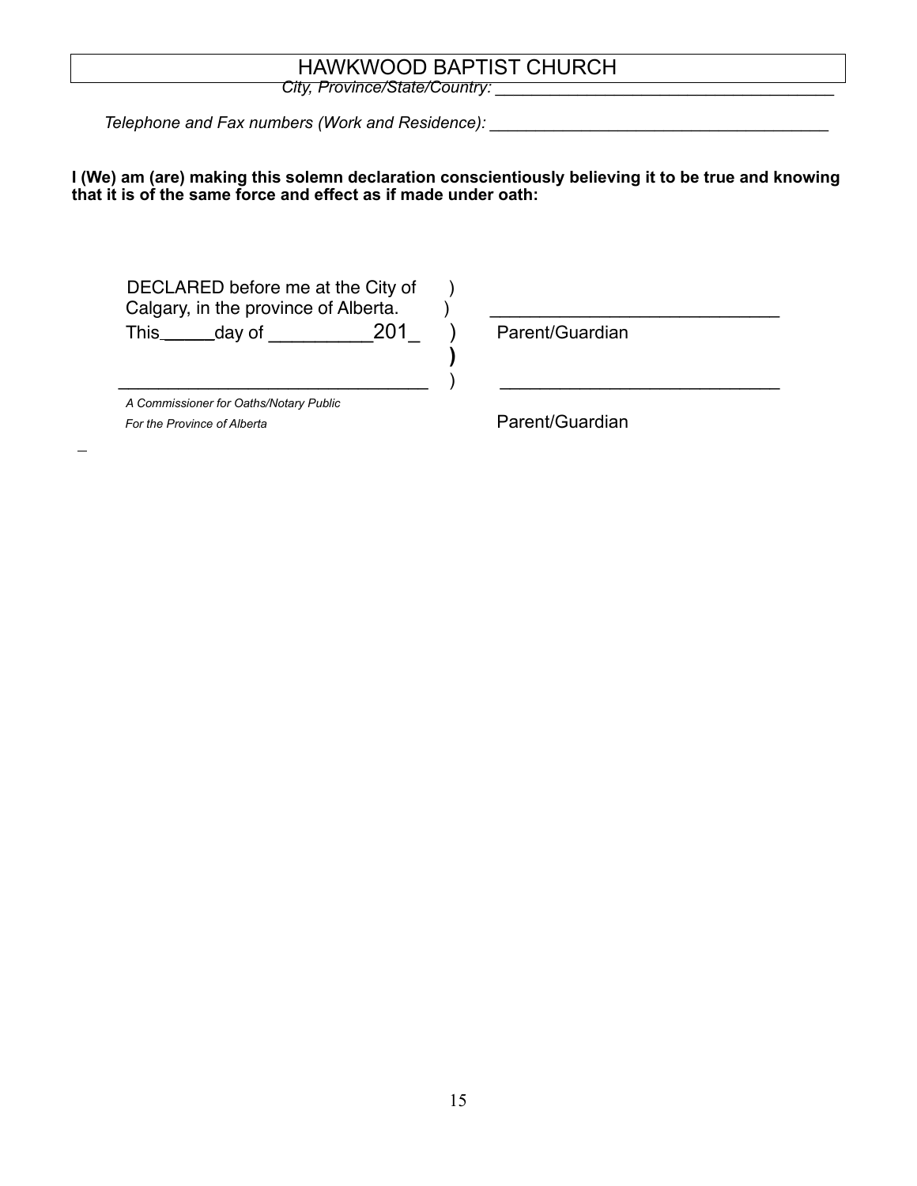# HAWKWOOD BAPTIST CHURCH

*City, Province/State/Country:* ____________________________________

*Telephone and Fax numbers (Work and Residence):* ____________________________________

**I (We) am (are) making this solemn declaration conscientiously believing it to be true and knowing that it is of the same force and effect as if made under oath:**

| | | |
|---|---|---|
| DECLARED before me at the City of | ) | |
| Calgary, in the province of Alberta. | ) | ____________________________ |
| This_____day of __________201_ | ) | Parent/Guardian |
| | ) | |
| ________________________________ | ) | ____________________________ |
| *A Commissioner for Oaths/Notary Public* | | |
| *For the Province of Alberta* | | Parent/Guardian |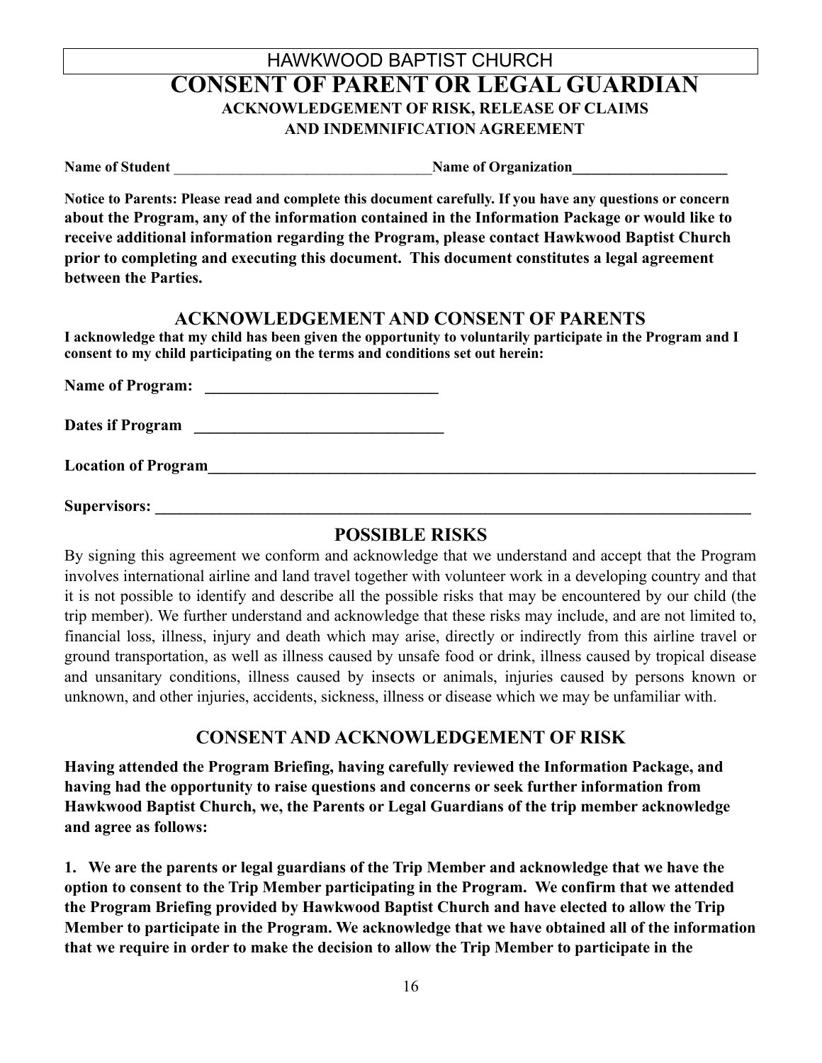HAWKWOOD BAPTIST CHURCH

# CONSENT OF PARENT OR LEGAL GUARDIAN

### ACKNOWLEDGEMENT OF RISK, RELEASE OF CLAIMS AND INDEMNIFICATION AGREEMENT

**Name of Student** ____________________________________ **Name of Organization** _____________________

**Notice to Parents: Please read and complete this document carefully. If you have any questions or concern about the Program, any of the information contained in the Information Package or would like to receive additional information regarding the Program, please contact Hawkwood Baptist Church prior to completing and executing this document. This document constitutes a legal agreement between the Parties.**

## ACKNOWLEDGEMENT AND CONSENT OF PARENTS

**I acknowledge that my child has been given the opportunity to voluntarily participate in the Program and I consent to my child participating on the terms and conditions set out herein:**

**Name of Program:** ______________________________

**Dates if Program** ________________________________

**Location of Program**___________________________________________________________________________

**Supervisors:** _________________________________________________________________________________

## POSSIBLE RISKS

By signing this agreement we conform and acknowledge that we understand and accept that the Program involves international airline and land travel together with volunteer work in a developing country and that it is not possible to identify and describe all the possible risks that may be encountered by our child (the trip member). We further understand and acknowledge that these risks may include, and are not limited to, financial loss, illness, injury and death which may arise, directly or indirectly from this airline travel or ground transportation, as well as illness caused by unsafe food or drink, illness caused by tropical disease and unsanitary conditions, illness caused by insects or animals, injuries caused by persons known or unknown, and other injuries, accidents, sickness, illness or disease which we may be unfamiliar with.

## CONSENT AND ACKNOWLEDGEMENT OF RISK

**Having attended the Program Briefing, having carefully reviewed the Information Package, and having had the opportunity to raise questions and concerns or seek further information from Hawkwood Baptist Church, we, the Parents or Legal Guardians of the trip member acknowledge and agree as follows:**

**1. We are the parents or legal guardians of the Trip Member and acknowledge that we have the option to consent to the Trip Member participating in the Program. We confirm that we attended the Program Briefing provided by Hawkwood Baptist Church and have elected to allow the Trip Member to participate in the Program. We acknowledge that we have obtained all of the information that we require in order to make the decision to allow the Trip Member to participate in the**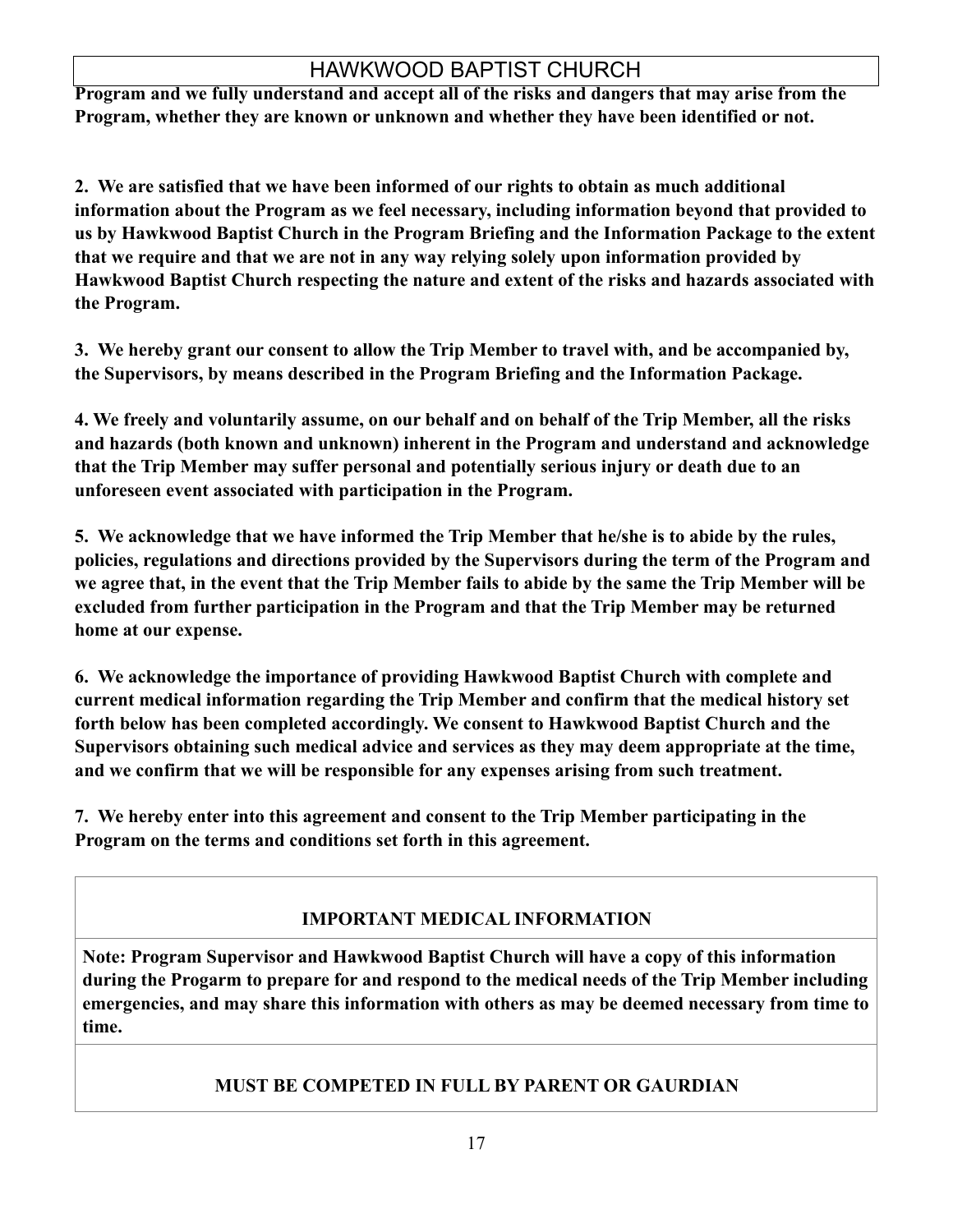**Program and we fully understand and accept all of the risks and dangers that may arise from the Program, whether they are known or unknown and whether they have been identified or not.**

**2. We are satisfied that we have been informed of our rights to obtain as much additional information about the Program as we feel necessary, including information beyond that provided to us by Hawkwood Baptist Church in the Program Briefing and the Information Package to the extent that we require and that we are not in any way relying solely upon information provided by Hawkwood Baptist Church respecting the nature and extent of the risks and hazards associated with the Program.**

**3. We hereby grant our consent to allow the Trip Member to travel with, and be accompanied by, the Supervisors, by means described in the Program Briefing and the Information Package.**

**4. We freely and voluntarily assume, on our behalf and on behalf of the Trip Member, all the risks and hazards (both known and unknown) inherent in the Program and understand and acknowledge that the Trip Member may suffer personal and potentially serious injury or death due to an unforeseen event associated with participation in the Program.**

**5. We acknowledge that we have informed the Trip Member that he/she is to abide by the rules, policies, regulations and directions provided by the Supervisors during the term of the Program and we agree that, in the event that the Trip Member fails to abide by the same the Trip Member will be excluded from further participation in the Program and that the Trip Member may be returned home at our expense.**

**6. We acknowledge the importance of providing Hawkwood Baptist Church with complete and current medical information regarding the Trip Member and confirm that the medical history set forth below has been completed accordingly. We consent to Hawkwood Baptist Church and the Supervisors obtaining such medical advice and services as they may deem appropriate at the time, and we confirm that we will be responsible for any expenses arising from such treatment.**

**7. We hereby enter into this agreement and consent to the Trip Member participating in the Program on the terms and conditions set forth in this agreement.**

| **IMPORTANT MEDICAL INFORMATION** |
|---|
| **Note: Program Supervisor and Hawkwood Baptist Church will have a copy of this information during the Progarm to prepare for and respond to the medical needs of the Trip Member including emergencies, and may share this information with others as may be deemed necessary from time to time.** |
| **MUST BE COMPETED IN FULL BY PARENT OR GAURDIAN** |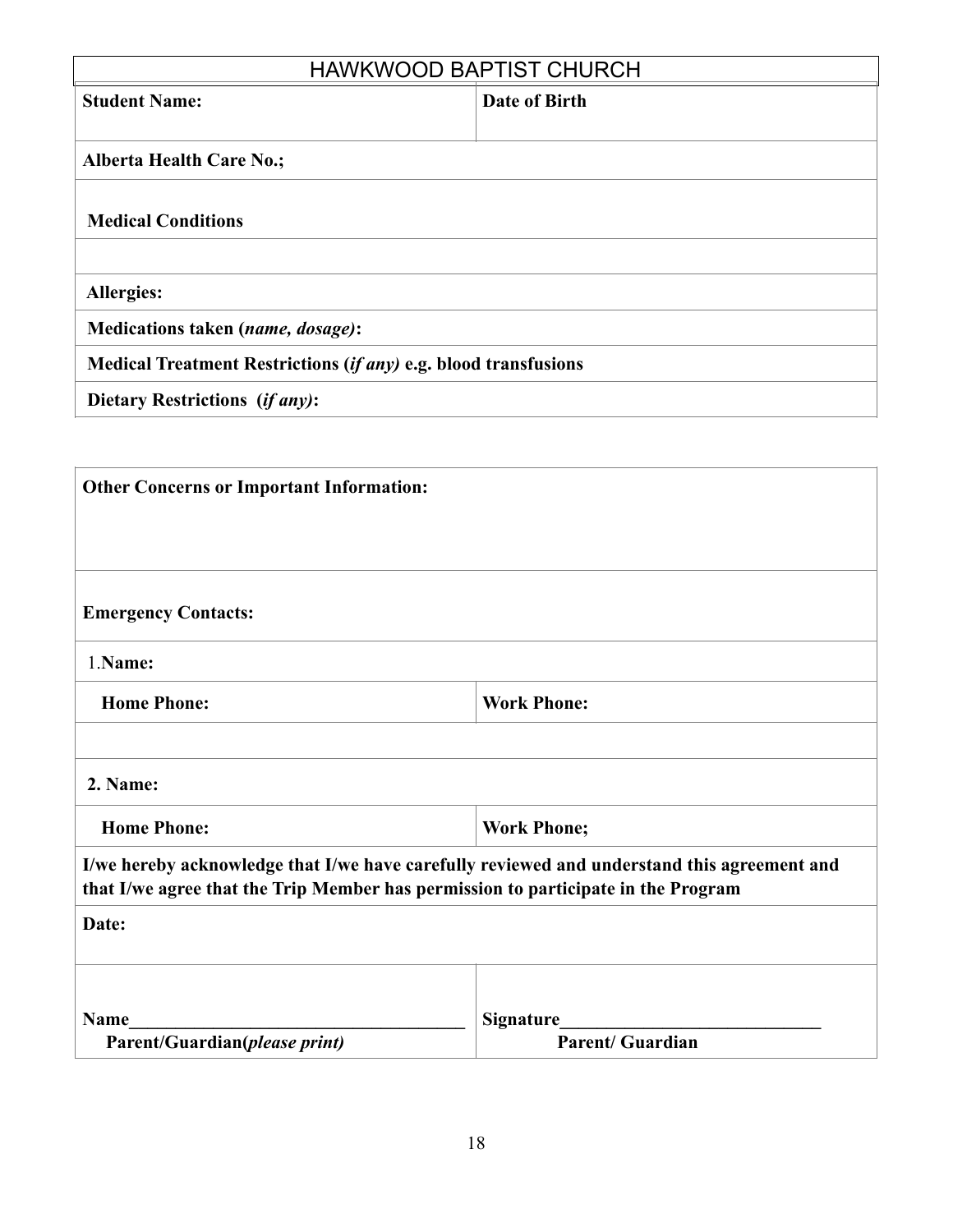| HAWKWOOD BAPTIST CHURCH | |
|---|---|
| **Student Name:** | **Date of Birth** |
| **Alberta Health Care No.;** | |
| **Medical Conditions** | |
| | |
| **Allergies:** | |
| **Medications taken (*name, dosage)*:** | |
| **Medical Treatment Restrictions (*if any)* e.g. blood transfusions** | |
| **Dietary Restrictions (*if any)*:** | |

| | |
|---|---|
| **Other Concerns or Important Information:** | |
| **Emergency Contacts:** | |
| 1.**Name:** | |
| **Home Phone:** | **Work Phone:** |
| | |
| **2. Name:** | |
| **Home Phone:** | **Work Phone;** |
| **I/we hereby acknowledge that I/we have carefully reviewed and understand this agreement and that I/we agree that the Trip Member has permission to participate in the Program** | |
| **Date:** | |
| **Name\_\_\_\_\_\_\_\_\_\_\_\_\_\_\_\_\_\_\_\_\_\_\_\_\_\_\_\_\_\_\_\_\_\_\_\_\_** **Parent/Guardian(*please print)*** | **Signature\_\_\_\_\_\_\_\_\_\_\_\_\_\_\_\_\_\_\_\_\_\_\_\_\_\_\_\_\_** **Parent/ Guardian** |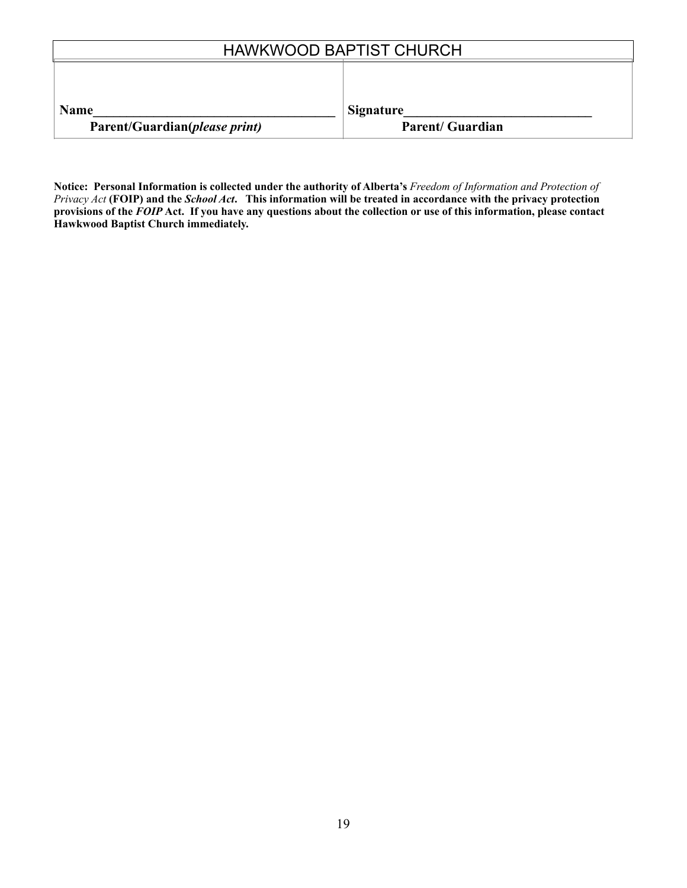| HAWKWOOD BAPTIST CHURCH | |
| --- | --- |
| **Name**___________________________________<br>**Parent/Guardian(*please print*)** | **Signature**___________________________<br>**Parent/ Guardian** |

**Notice: Personal Information is collected under the authority of Alberta's** *Freedom of Information and Protection of Privacy Act* **(FOIP) and the *School Act*. This information will be treated in accordance with the privacy protection provisions of the *FOIP* Act. If you have any questions about the collection or use of this information, please contact Hawkwood Baptist Church immediately.**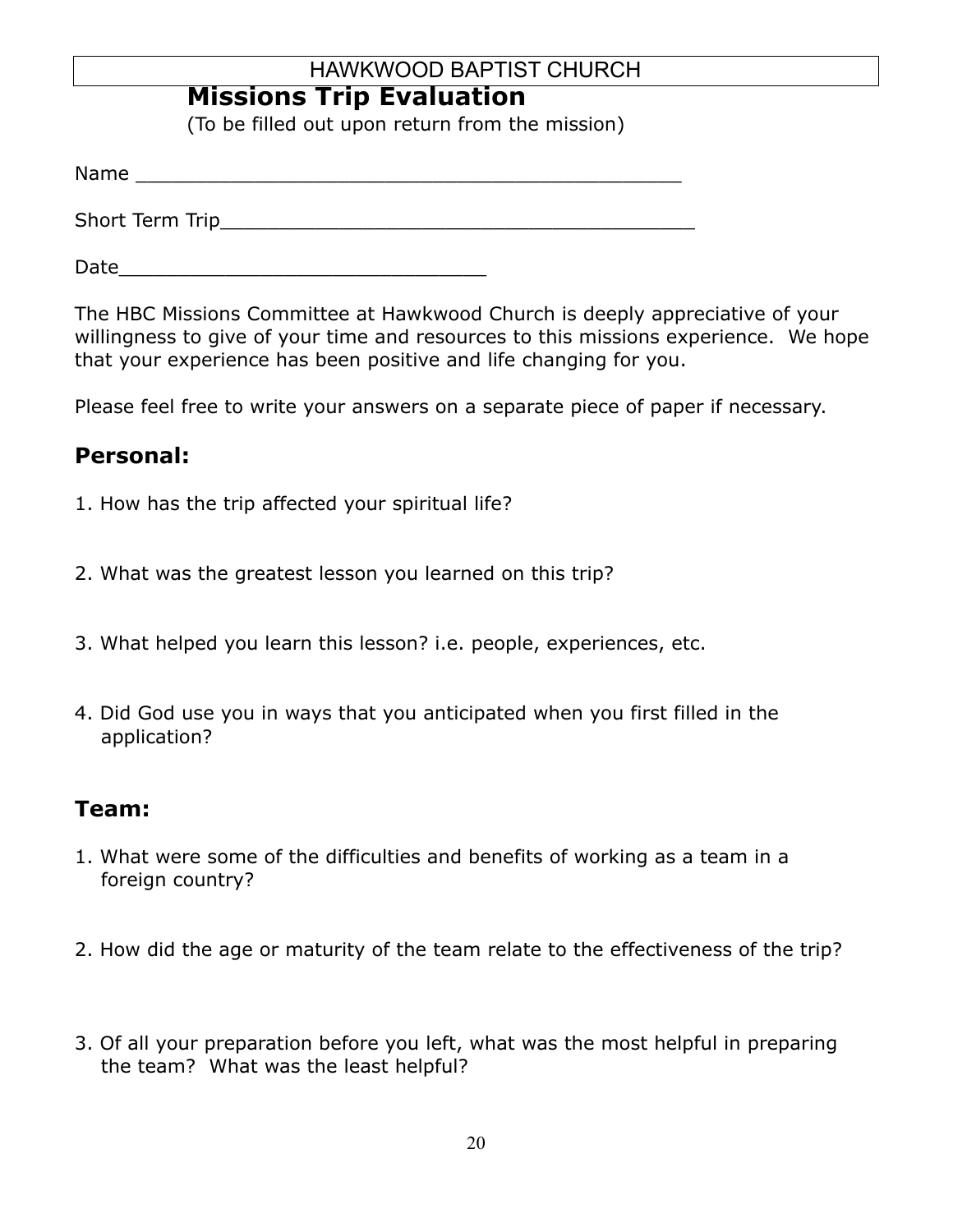HAWKWOOD BAPTIST CHURCH

# Missions Trip Evaluation

(To be filled out upon return from the mission)

Name _______________________________________________

Short Term Trip_________________________________________

Date________________________________

The HBC Missions Committee at Hawkwood Church is deeply appreciative of your willingness to give of your time and resources to this missions experience. We hope that your experience has been positive and life changing for you.

Please feel free to write your answers on a separate piece of paper if necessary.

## Personal:

1. How has the trip affected your spiritual life?

2. What was the greatest lesson you learned on this trip?

3. What helped you learn this lesson? i.e. people, experiences, etc.

4. Did God use you in ways that you anticipated when you first filled in the application?

## Team:

1. What were some of the difficulties and benefits of working as a team in a foreign country?

2. How did the age or maturity of the team relate to the effectiveness of the trip?

3. Of all your preparation before you left, what was the most helpful in preparing the team? What was the least helpful?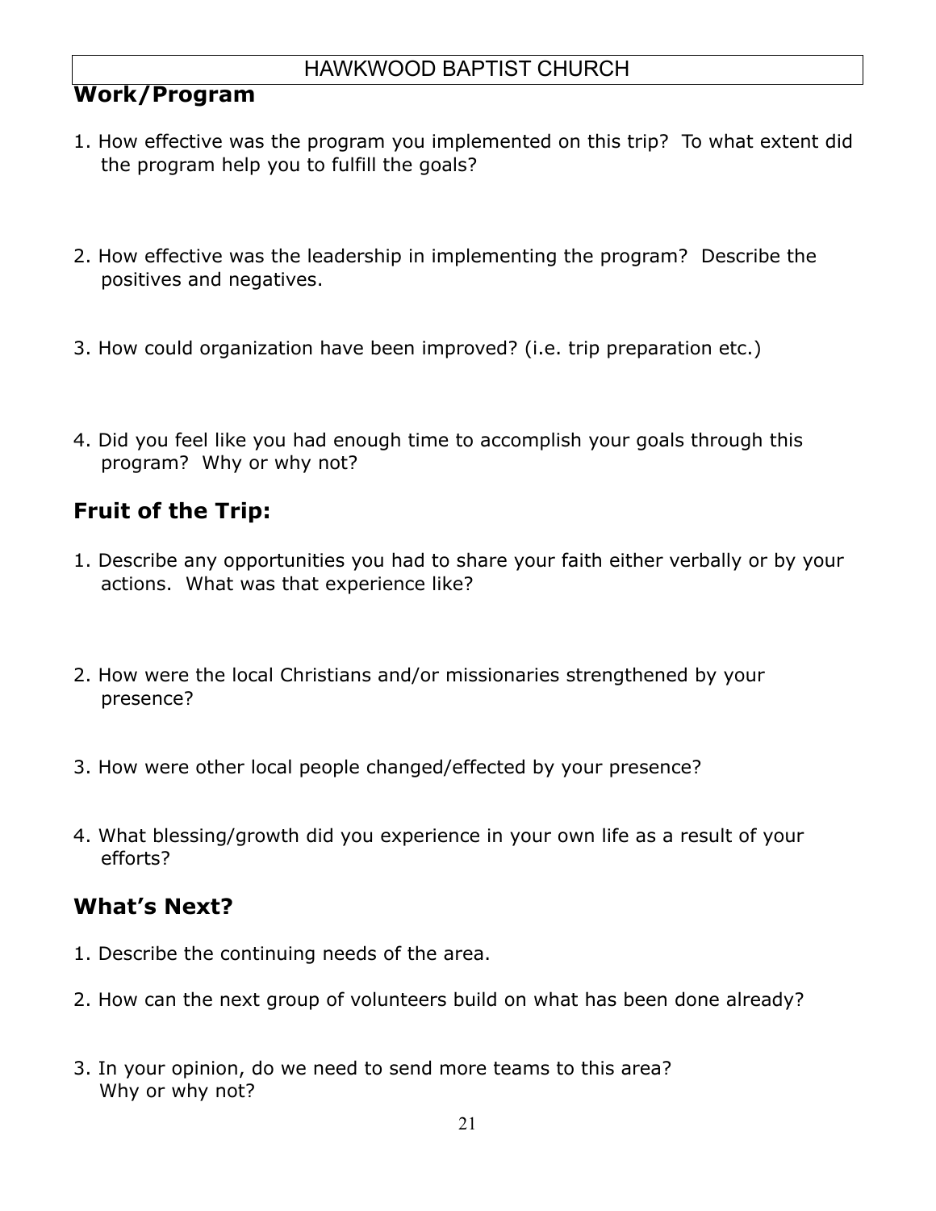## Work/Program

1. How effective was the program you implemented on this trip? To what extent did the program help you to fulfill the goals?

2. How effective was the leadership in implementing the program? Describe the positives and negatives.

3. How could organization have been improved? (i.e. trip preparation etc.)

4. Did you feel like you had enough time to accomplish your goals through this program? Why or why not?

## Fruit of the Trip:

1. Describe any opportunities you had to share your faith either verbally or by your actions. What was that experience like?

2. How were the local Christians and/or missionaries strengthened by your presence?

3. How were other local people changed/effected by your presence?

4. What blessing/growth did you experience in your own life as a result of your efforts?

## What's Next?

1. Describe the continuing needs of the area.

2. How can the next group of volunteers build on what has been done already?

3. In your opinion, do we need to send more teams to this area? Why or why not?